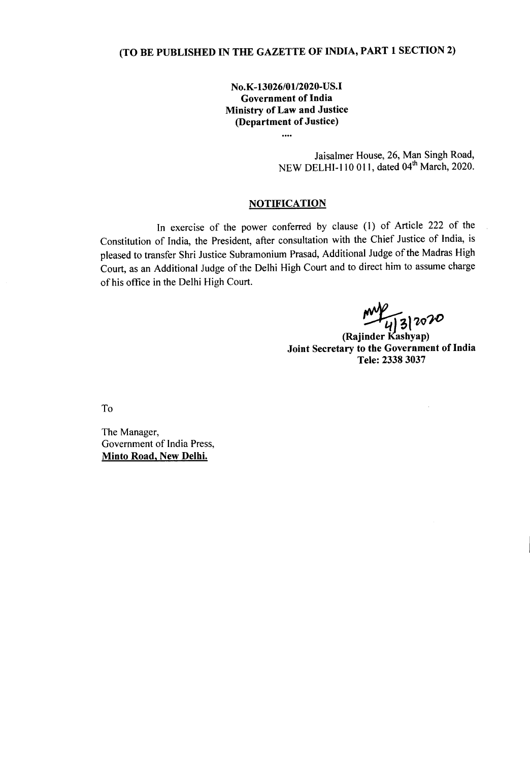**(TO BE PUBLISHED IN THE GAZETTE OF INDIA, PART 1 SECTION 2)**

**No.K-13026/01/2020-US.I**
**Government of India**
**Ministry of Law and Justice**
**(Department of Justice)**

....

Jaisalmer House, 26, Man Singh Road,
NEW DELHI-110 011, dated 04th March, 2020.

## NOTIFICATION

In exercise of the power conferred by clause (1) of Article 222 of the Constitution of India, the President, after consultation with the Chief Justice of India, is pleased to transfer Shri Justice Subramonium Prasad, Additional Judge of the Madras High Court, as an Additional Judge of the Delhi High Court and to direct him to assume charge of his office in the Delhi High Court.

4/3/2020

**(Rajinder Kashyap)**
**Joint Secretary to the Government of India**
**Tele: 2338 3037**

To

The Manager,
Government of India Press,
**Minto Road, New Delhi.**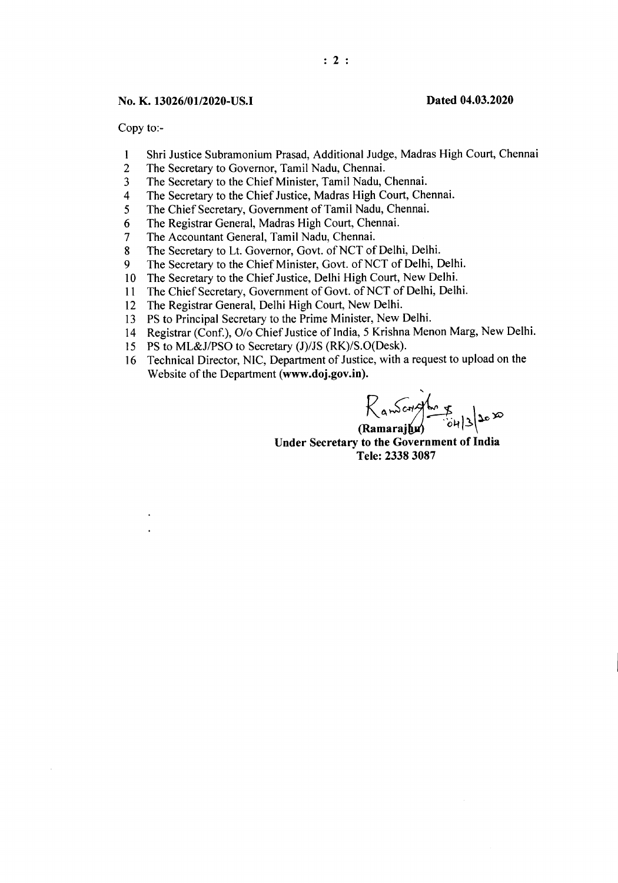**No. K. 13026/01/2020-US.I** **Dated 04.03.2020**

Copy to:-

1. Shri Justice Subramonium Prasad, Additional Judge, Madras High Court, Chennai
2. The Secretary to Governor, Tamil Nadu, Chennai.
3. The Secretary to the Chief Minister, Tamil Nadu, Chennai.
4. The Secretary to the Chief Justice, Madras High Court, Chennai.
5. The Chief Secretary, Government of Tamil Nadu, Chennai.
6. The Registrar General, Madras High Court, Chennai.
7. The Accountant General, Tamil Nadu, Chennai.
8. The Secretary to Lt. Governor, Govt. of NCT of Delhi, Delhi.
9. The Secretary to the Chief Minister, Govt. of NCT of Delhi, Delhi.
10. The Secretary to the Chief Justice, Delhi High Court, New Delhi.
11. The Chief Secretary, Government of Govt. of NCT of Delhi, Delhi.
12. The Registrar General, Delhi High Court, New Delhi.
13. PS to Principal Secretary to the Prime Minister, New Delhi.
14. Registrar (Conf.), O/o Chief Justice of India, 5 Krishna Menon Marg, New Delhi.
15. PS to ML&J/PSO to Secretary (J)/JS (RK)/S.O(Desk).
16. Technical Director, NIC, Department of Justice, with a request to upload on the Website of the Department (**www.doj.gov.in**).

Ramarajhu 04/3/2020

**(Ramarajhu)**
**Under Secretary to the Government of India**
**Tele: 2338 3087**